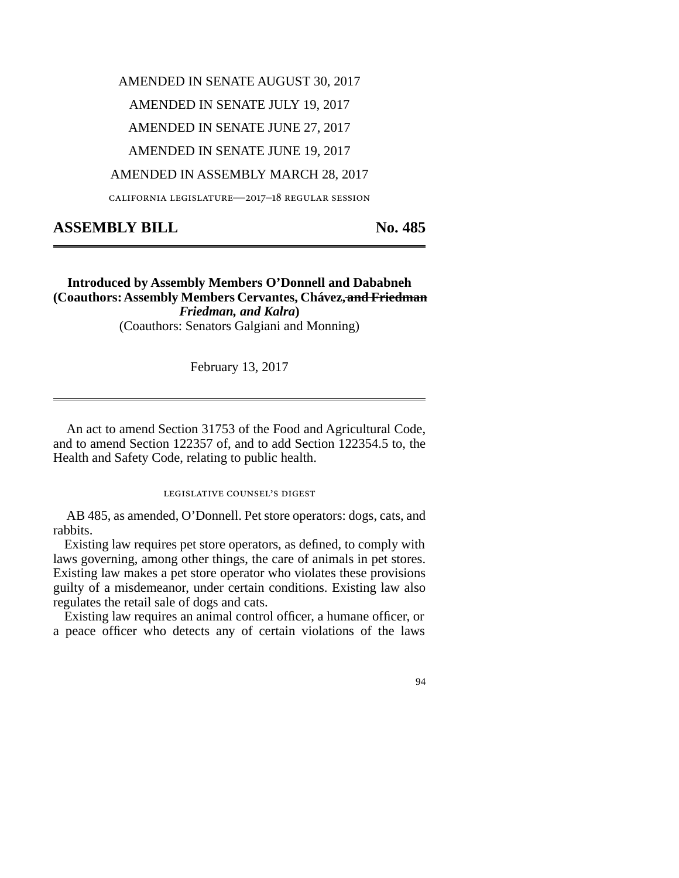AMENDED IN SENATE AUGUST 30, 2017

AMENDED IN SENATE JULY 19, 2017

AMENDED IN SENATE JUNE 27, 2017

AMENDED IN SENATE JUNE 19, 2017

AMENDED IN ASSEMBLY MARCH 28, 2017

CALIFORNIA LEGISLATURE—2017–18 REGULAR SESSION

## ASSEMBLY BILL No. 485

**Introduced by Assembly Members O'Donnell and Dababneh**
**(Coauthors: Assembly Members Cervantes, Chávez, ~~and Friedman~~ *Friedman, and Kalra*)**
(Coauthors: Senators Galgiani and Monning)

February 13, 2017

An act to amend Section 31753 of the Food and Agricultural Code, and to amend Section 122357 of, and to add Section 122354.5 to, the Health and Safety Code, relating to public health.

LEGISLATIVE COUNSEL'S DIGEST

AB 485, as amended, O'Donnell. Pet store operators: dogs, cats, and rabbits.

Existing law requires pet store operators, as defined, to comply with laws governing, among other things, the care of animals in pet stores. Existing law makes a pet store operator who violates these provisions guilty of a misdemeanor, under certain conditions. Existing law also regulates the retail sale of dogs and cats.

Existing law requires an animal control officer, a humane officer, or a peace officer who detects any of certain violations of the laws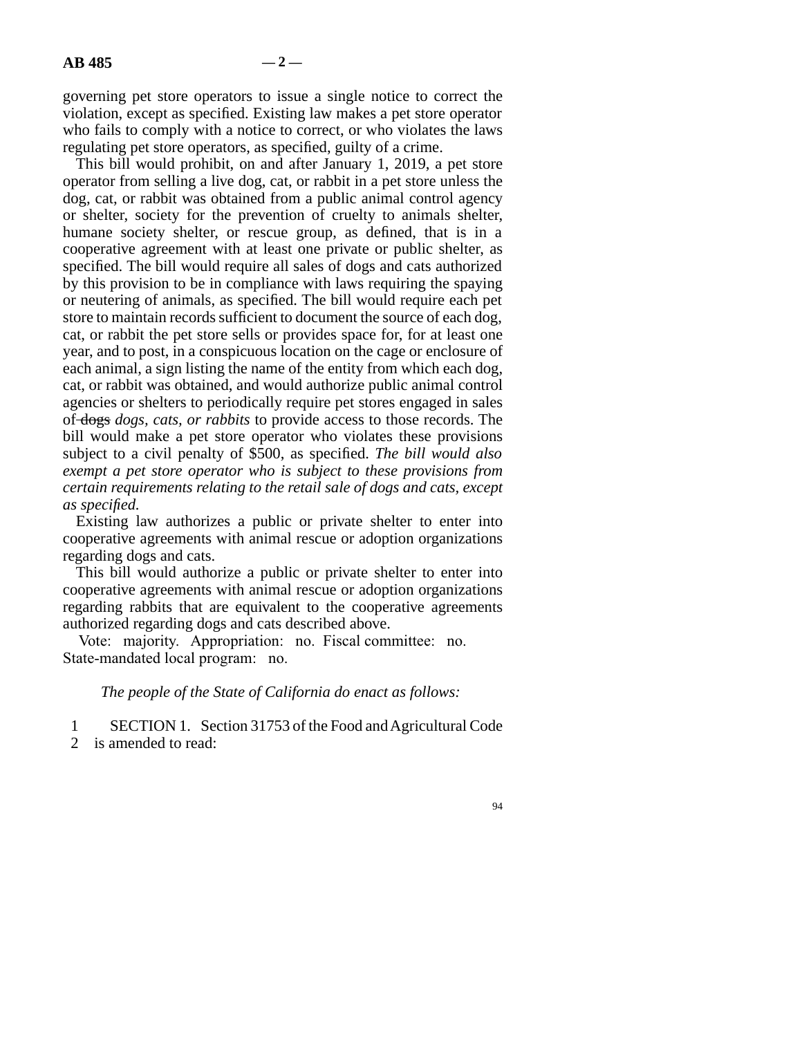governing pet store operators to issue a single notice to correct the violation, except as specified. Existing law makes a pet store operator who fails to comply with a notice to correct, or who violates the laws regulating pet store operators, as specified, guilty of a crime.

This bill would prohibit, on and after January 1, 2019, a pet store operator from selling a live dog, cat, or rabbit in a pet store unless the dog, cat, or rabbit was obtained from a public animal control agency or shelter, society for the prevention of cruelty to animals shelter, humane society shelter, or rescue group, as defined, that is in a cooperative agreement with at least one private or public shelter, as specified. The bill would require all sales of dogs and cats authorized by this provision to be in compliance with laws requiring the spaying or neutering of animals, as specified. The bill would require each pet store to maintain records sufficient to document the source of each dog, cat, or rabbit the pet store sells or provides space for, for at least one year, and to post, in a conspicuous location on the cage or enclosure of each animal, a sign listing the name of the entity from which each dog, cat, or rabbit was obtained, and would authorize public animal control agencies or shelters to periodically require pet stores engaged in sales of ~~dogs~~ *dogs, cats, or rabbits* to provide access to those records. The bill would make a pet store operator who violates these provisions subject to a civil penalty of $500, as specified. *The bill would also exempt a pet store operator who is subject to these provisions from certain requirements relating to the retail sale of dogs and cats, except as specified.*

Existing law authorizes a public or private shelter to enter into cooperative agreements with animal rescue or adoption organizations regarding dogs and cats.

This bill would authorize a public or private shelter to enter into cooperative agreements with animal rescue or adoption organizations regarding rabbits that are equivalent to the cooperative agreements authorized regarding dogs and cats described above.

Vote: majority. Appropriation: no. Fiscal committee: no. State-mandated local program: no.

*The people of the State of California do enact as follows:*

1 SECTION 1. Section 31753 of the Food and Agricultural Code
2 is amended to read: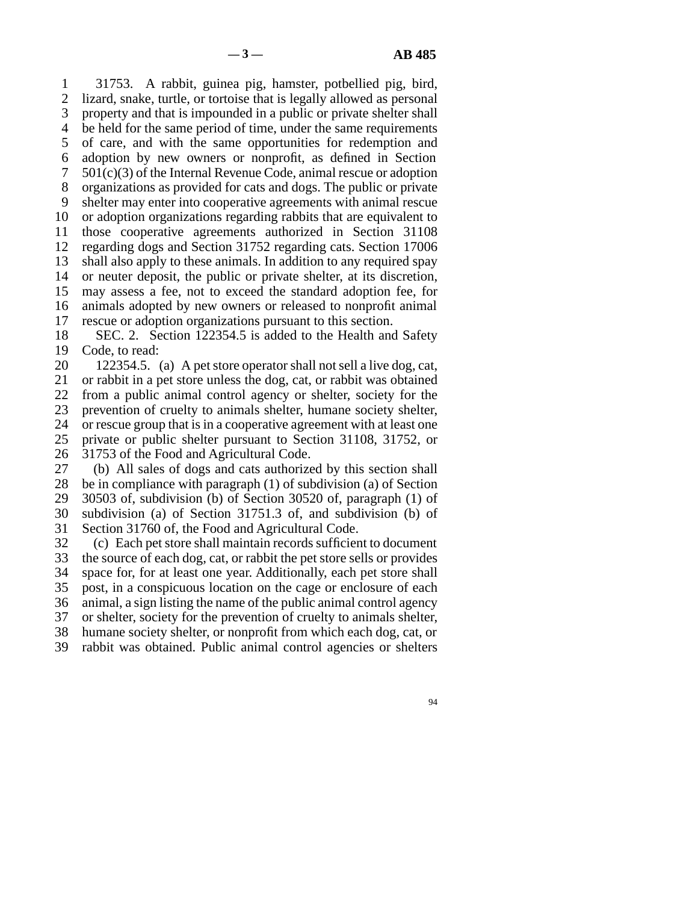31753. A rabbit, guinea pig, hamster, potbellied pig, bird, lizard, snake, turtle, or tortoise that is legally allowed as personal property and that is impounded in a public or private shelter shall be held for the same period of time, under the same requirements of care, and with the same opportunities for redemption and adoption by new owners or nonprofit, as defined in Section 501(c)(3) of the Internal Revenue Code, animal rescue or adoption organizations as provided for cats and dogs. The public or private shelter may enter into cooperative agreements with animal rescue or adoption organizations regarding rabbits that are equivalent to those cooperative agreements authorized in Section 31108 regarding dogs and Section 31752 regarding cats. Section 17006 shall also apply to these animals. In addition to any required spay or neuter deposit, the public or private shelter, at its discretion, may assess a fee, not to exceed the standard adoption fee, for animals adopted by new owners or released to nonprofit animal rescue or adoption organizations pursuant to this section.

SEC. 2. Section 122354.5 is added to the Health and Safety Code, to read:

122354.5. (a) A pet store operator shall not sell a live dog, cat, or rabbit in a pet store unless the dog, cat, or rabbit was obtained from a public animal control agency or shelter, society for the prevention of cruelty to animals shelter, humane society shelter, or rescue group that is in a cooperative agreement with at least one private or public shelter pursuant to Section 31108, 31752, or 31753 of the Food and Agricultural Code.

(b) All sales of dogs and cats authorized by this section shall be in compliance with paragraph (1) of subdivision (a) of Section 30503 of, subdivision (b) of Section 30520 of, paragraph (1) of subdivision (a) of Section 31751.3 of, and subdivision (b) of Section 31760 of, the Food and Agricultural Code.

(c) Each pet store shall maintain records sufficient to document the source of each dog, cat, or rabbit the pet store sells or provides space for, for at least one year. Additionally, each pet store shall post, in a conspicuous location on the cage or enclosure of each animal, a sign listing the name of the public animal control agency or shelter, society for the prevention of cruelty to animals shelter, humane society shelter, or nonprofit from which each dog, cat, or rabbit was obtained. Public animal control agencies or shelters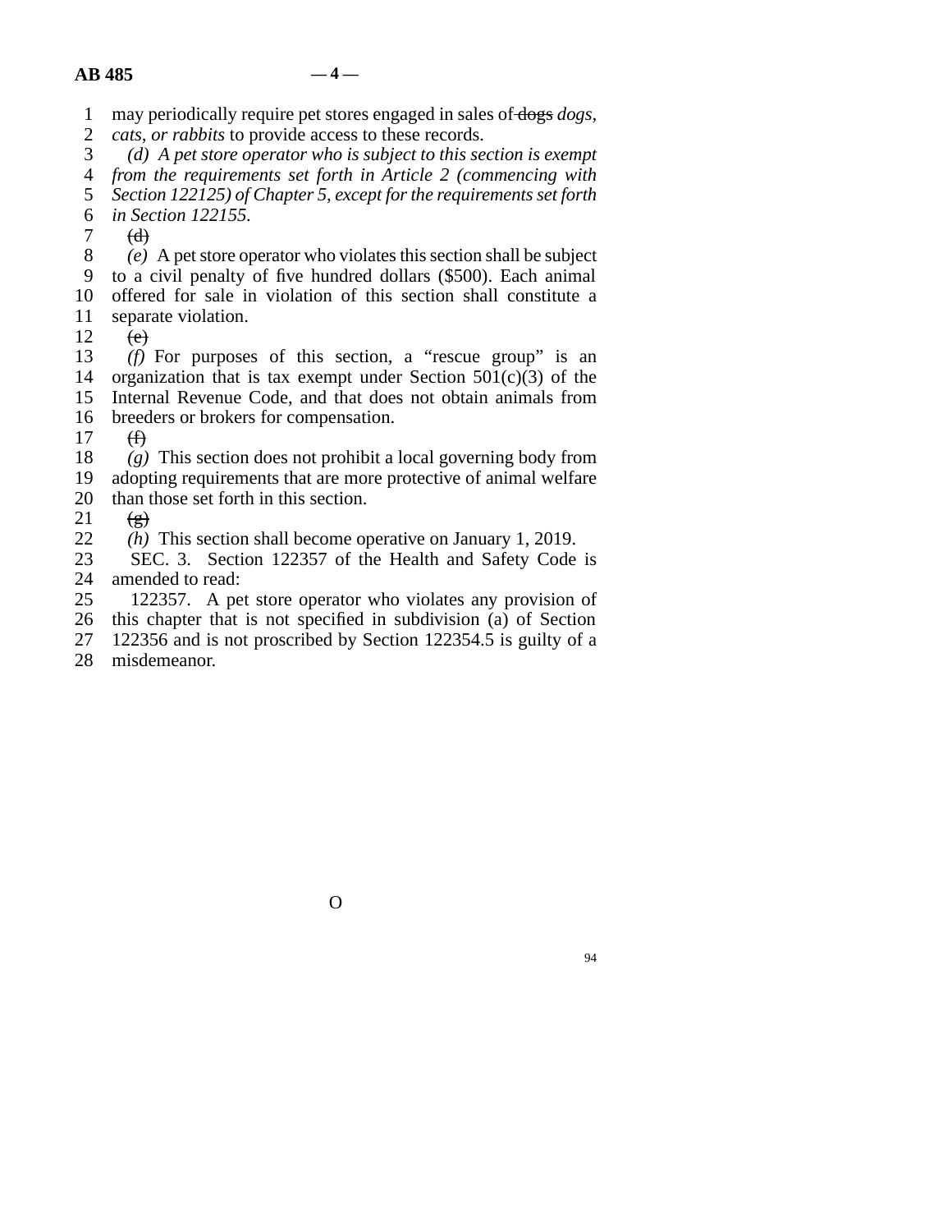may periodically require pet stores engaged in sales of ~~dogs~~ *dogs, cats, or rabbits* to provide access to these records.

*(d) A pet store operator who is subject to this section is exempt from the requirements set forth in Article 2 (commencing with Section 122125) of Chapter 5, except for the requirements set forth in Section 122155.*

~~(d)~~

*(e)* A pet store operator who violates this section shall be subject to a civil penalty of five hundred dollars ($500). Each animal offered for sale in violation of this section shall constitute a separate violation.

~~(e)~~

*(f)* For purposes of this section, a "rescue group" is an organization that is tax exempt under Section 501(c)(3) of the Internal Revenue Code, and that does not obtain animals from breeders or brokers for compensation.

~~(f)~~

*(g)* This section does not prohibit a local governing body from adopting requirements that are more protective of animal welfare than those set forth in this section.

~~(g)~~

*(h)* This section shall become operative on January 1, 2019.

SEC. 3. Section 122357 of the Health and Safety Code is amended to read:

122357. A pet store operator who violates any provision of this chapter that is not specified in subdivision (a) of Section 122356 and is not proscribed by Section 122354.5 is guilty of a misdemeanor.

O